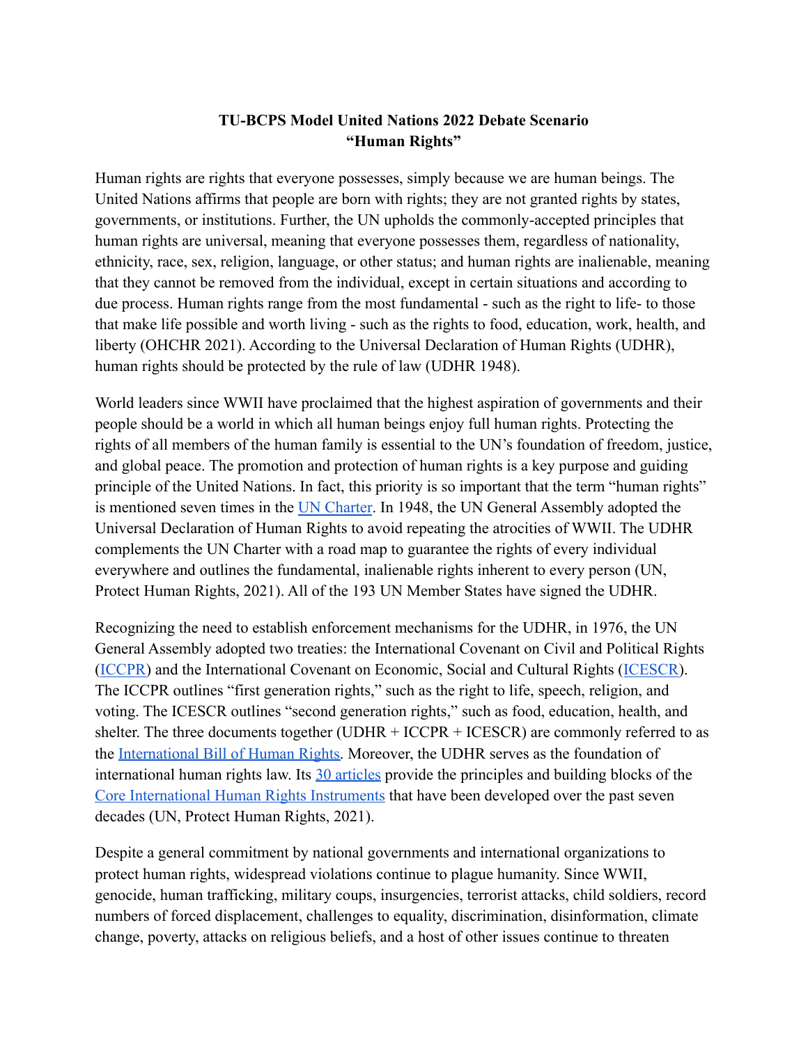**TU-BCPS Model United Nations 2022 Debate Scenario**
**"Human Rights"**

Human rights are rights that everyone possesses, simply because we are human beings. The United Nations affirms that people are born with rights; they are not granted rights by states, governments, or institutions. Further, the UN upholds the commonly-accepted principles that human rights are universal, meaning that everyone possesses them, regardless of nationality, ethnicity, race, sex, religion, language, or other status; and human rights are inalienable, meaning that they cannot be removed from the individual, except in certain situations and according to due process. Human rights range from the most fundamental - such as the right to life- to those that make life possible and worth living - such as the rights to food, education, work, health, and liberty (OHCHR 2021). According to the Universal Declaration of Human Rights (UDHR), human rights should be protected by the rule of law (UDHR 1948).

World leaders since WWII have proclaimed that the highest aspiration of governments and their people should be a world in which all human beings enjoy full human rights. Protecting the rights of all members of the human family is essential to the UN's foundation of freedom, justice, and global peace. The promotion and protection of human rights is a key purpose and guiding principle of the United Nations. In fact, this priority is so important that the term "human rights" is mentioned seven times in the UN Charter. In 1948, the UN General Assembly adopted the Universal Declaration of Human Rights to avoid repeating the atrocities of WWII. The UDHR complements the UN Charter with a road map to guarantee the rights of every individual everywhere and outlines the fundamental, inalienable rights inherent to every person (UN, Protect Human Rights, 2021). All of the 193 UN Member States have signed the UDHR.

Recognizing the need to establish enforcement mechanisms for the UDHR, in 1976, the UN General Assembly adopted two treaties: the International Covenant on Civil and Political Rights (ICCPR) and the International Covenant on Economic, Social and Cultural Rights (ICESCR). The ICCPR outlines "first generation rights," such as the right to life, speech, religion, and voting. The ICESCR outlines "second generation rights," such as food, education, health, and shelter. The three documents together (UDHR + ICCPR + ICESCR) are commonly referred to as the International Bill of Human Rights. Moreover, the UDHR serves as the foundation of international human rights law. Its 30 articles provide the principles and building blocks of the Core International Human Rights Instruments that have been developed over the past seven decades (UN, Protect Human Rights, 2021).

Despite a general commitment by national governments and international organizations to protect human rights, widespread violations continue to plague humanity. Since WWII, genocide, human trafficking, military coups, insurgencies, terrorist attacks, child soldiers, record numbers of forced displacement, challenges to equality, discrimination, disinformation, climate change, poverty, attacks on religious beliefs, and a host of other issues continue to threaten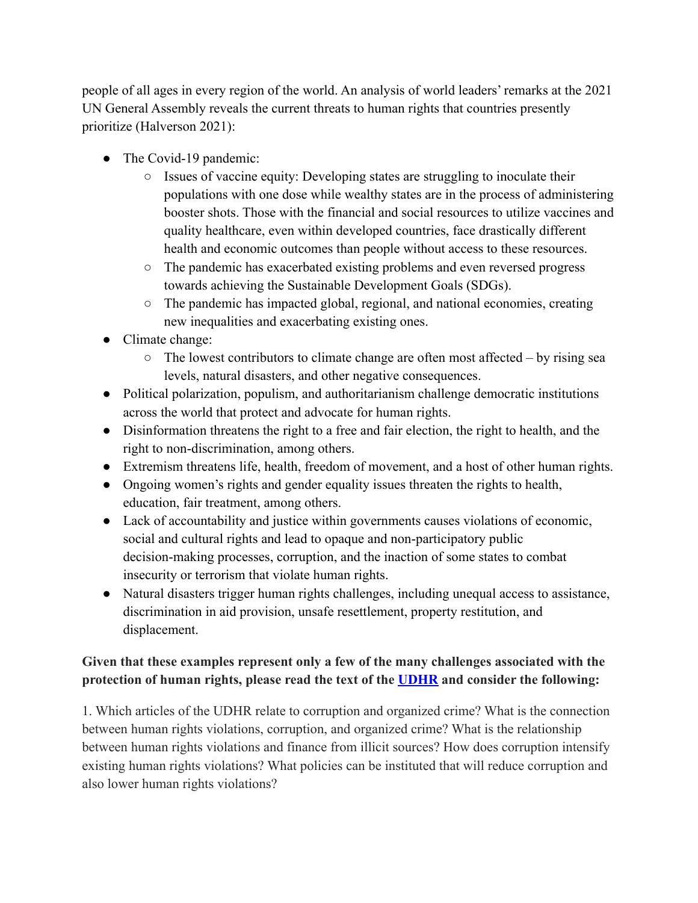people of all ages in every region of the world. An analysis of world leaders' remarks at the 2021 UN General Assembly reveals the current threats to human rights that countries presently prioritize (Halverson 2021):

- The Covid-19 pandemic:
  - Issues of vaccine equity: Developing states are struggling to inoculate their populations with one dose while wealthy states are in the process of administering booster shots. Those with the financial and social resources to utilize vaccines and quality healthcare, even within developed countries, face drastically different health and economic outcomes than people without access to these resources.
  - The pandemic has exacerbated existing problems and even reversed progress towards achieving the Sustainable Development Goals (SDGs).
  - The pandemic has impacted global, regional, and national economies, creating new inequalities and exacerbating existing ones.
- Climate change:
  - The lowest contributors to climate change are often most affected – by rising sea levels, natural disasters, and other negative consequences.
- Political polarization, populism, and authoritarianism challenge democratic institutions across the world that protect and advocate for human rights.
- Disinformation threatens the right to a free and fair election, the right to health, and the right to non-discrimination, among others.
- Extremism threatens life, health, freedom of movement, and a host of other human rights.
- Ongoing women's rights and gender equality issues threaten the rights to health, education, fair treatment, among others.
- Lack of accountability and justice within governments causes violations of economic, social and cultural rights and lead to opaque and non-participatory public decision-making processes, corruption, and the inaction of some states to combat insecurity or terrorism that violate human rights.
- Natural disasters trigger human rights challenges, including unequal access to assistance, discrimination in aid provision, unsafe resettlement, property restitution, and displacement.

**Given that these examples represent only a few of the many challenges associated with the protection of human rights, please read the text of the UDHR and consider the following:**

1. Which articles of the UDHR relate to corruption and organized crime? What is the connection between human rights violations, corruption, and organized crime? What is the relationship between human rights violations and finance from illicit sources? How does corruption intensify existing human rights violations? What policies can be instituted that will reduce corruption and also lower human rights violations?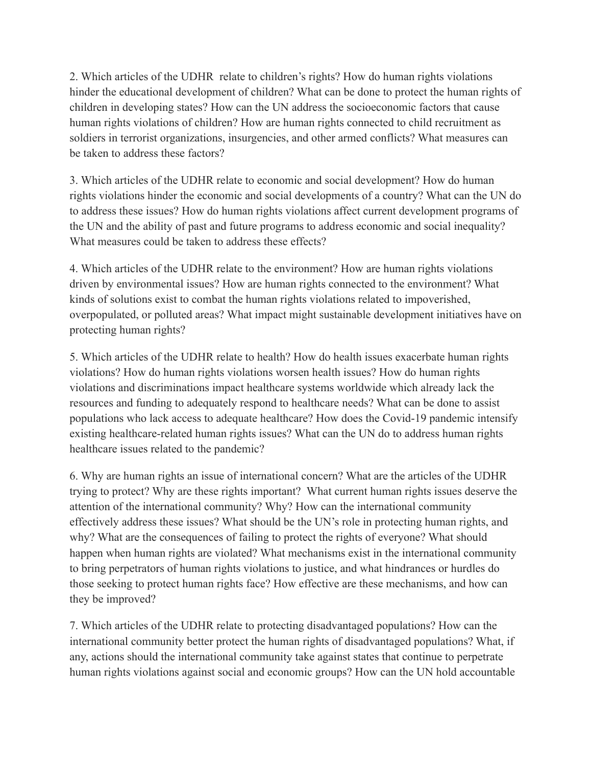2. Which articles of the UDHR relate to children's rights? How do human rights violations hinder the educational development of children? What can be done to protect the human rights of children in developing states? How can the UN address the socioeconomic factors that cause human rights violations of children? How are human rights connected to child recruitment as soldiers in terrorist organizations, insurgencies, and other armed conflicts? What measures can be taken to address these factors?

3. Which articles of the UDHR relate to economic and social development? How do human rights violations hinder the economic and social developments of a country? What can the UN do to address these issues? How do human rights violations affect current development programs of the UN and the ability of past and future programs to address economic and social inequality? What measures could be taken to address these effects?

4. Which articles of the UDHR relate to the environment? How are human rights violations driven by environmental issues? How are human rights connected to the environment? What kinds of solutions exist to combat the human rights violations related to impoverished, overpopulated, or polluted areas? What impact might sustainable development initiatives have on protecting human rights?

5. Which articles of the UDHR relate to health? How do health issues exacerbate human rights violations? How do human rights violations worsen health issues? How do human rights violations and discriminations impact healthcare systems worldwide which already lack the resources and funding to adequately respond to healthcare needs? What can be done to assist populations who lack access to adequate healthcare? How does the Covid-19 pandemic intensify existing healthcare-related human rights issues? What can the UN do to address human rights healthcare issues related to the pandemic?

6. Why are human rights an issue of international concern? What are the articles of the UDHR trying to protect? Why are these rights important? What current human rights issues deserve the attention of the international community? Why? How can the international community effectively address these issues? What should be the UN's role in protecting human rights, and why? What are the consequences of failing to protect the rights of everyone? What should happen when human rights are violated? What mechanisms exist in the international community to bring perpetrators of human rights violations to justice, and what hindrances or hurdles do those seeking to protect human rights face? How effective are these mechanisms, and how can they be improved?

7. Which articles of the UDHR relate to protecting disadvantaged populations? How can the international community better protect the human rights of disadvantaged populations? What, if any, actions should the international community take against states that continue to perpetrate human rights violations against social and economic groups? How can the UN hold accountable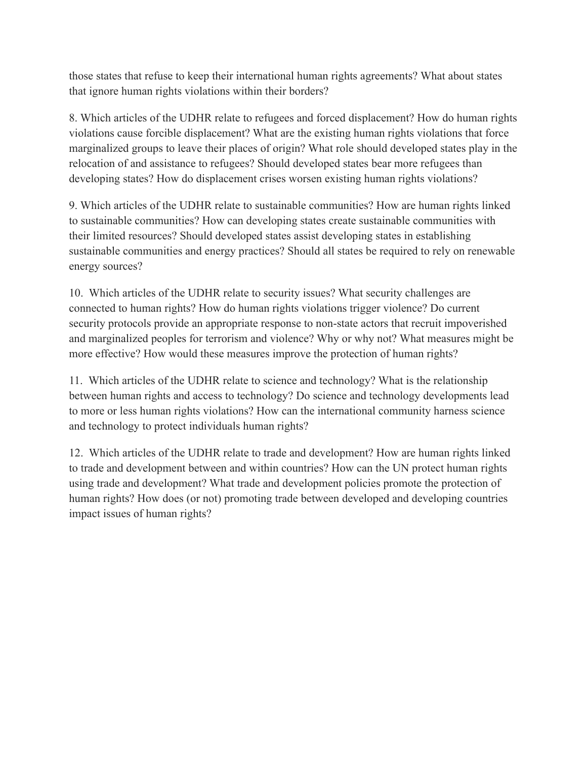those states that refuse to keep their international human rights agreements? What about states that ignore human rights violations within their borders?

8. Which articles of the UDHR relate to refugees and forced displacement? How do human rights violations cause forcible displacement? What are the existing human rights violations that force marginalized groups to leave their places of origin? What role should developed states play in the relocation of and assistance to refugees? Should developed states bear more refugees than developing states? How do displacement crises worsen existing human rights violations?

9. Which articles of the UDHR relate to sustainable communities? How are human rights linked to sustainable communities? How can developing states create sustainable communities with their limited resources? Should developed states assist developing states in establishing sustainable communities and energy practices? Should all states be required to rely on renewable energy sources?

10. Which articles of the UDHR relate to security issues? What security challenges are connected to human rights? How do human rights violations trigger violence? Do current security protocols provide an appropriate response to non-state actors that recruit impoverished and marginalized peoples for terrorism and violence? Why or why not? What measures might be more effective? How would these measures improve the protection of human rights?

11. Which articles of the UDHR relate to science and technology? What is the relationship between human rights and access to technology? Do science and technology developments lead to more or less human rights violations? How can the international community harness science and technology to protect individuals human rights?

12. Which articles of the UDHR relate to trade and development? How are human rights linked to trade and development between and within countries? How can the UN protect human rights using trade and development? What trade and development policies promote the protection of human rights? How does (or not) promoting trade between developed and developing countries impact issues of human rights?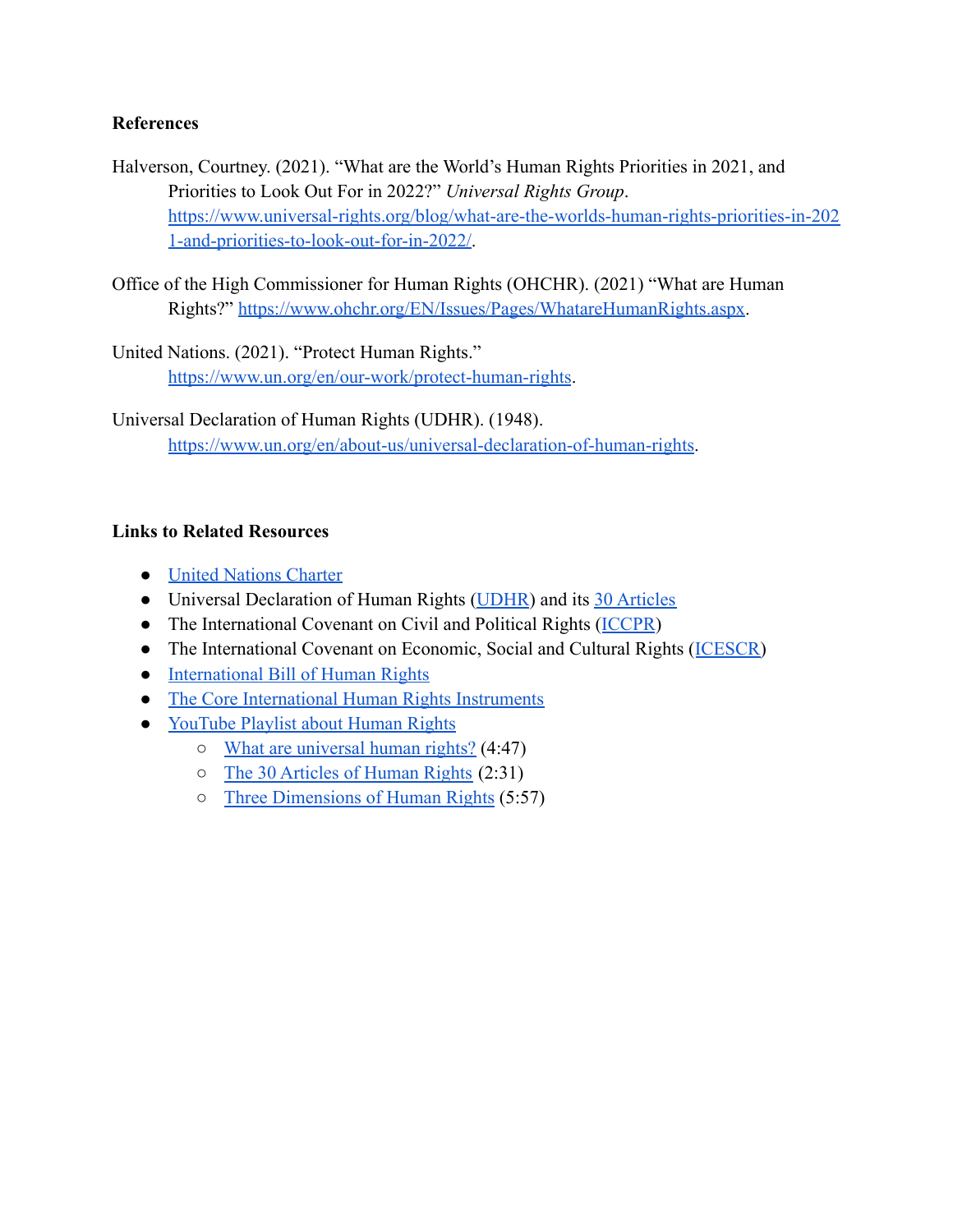**References**

Halverson, Courtney. (2021). "What are the World's Human Rights Priorities in 2021, and Priorities to Look Out For in 2022?" *Universal Rights Group*. https://www.universal-rights.org/blog/what-are-the-worlds-human-rights-priorities-in-2021-and-priorities-to-look-out-for-in-2022/.

Office of the High Commissioner for Human Rights (OHCHR). (2021) "What are Human Rights?" https://www.ohchr.org/EN/Issues/Pages/WhatareHumanRights.aspx.

United Nations. (2021). "Protect Human Rights." https://www.un.org/en/our-work/protect-human-rights.

Universal Declaration of Human Rights (UDHR). (1948). https://www.un.org/en/about-us/universal-declaration-of-human-rights.

**Links to Related Resources**

- United Nations Charter
- Universal Declaration of Human Rights (UDHR) and its 30 Articles
- The International Covenant on Civil and Political Rights (ICCPR)
- The International Covenant on Economic, Social and Cultural Rights (ICESCR)
- International Bill of Human Rights
- The Core International Human Rights Instruments
- YouTube Playlist about Human Rights
  - What are universal human rights? (4:47)
  - The 30 Articles of Human Rights (2:31)
  - Three Dimensions of Human Rights (5:57)